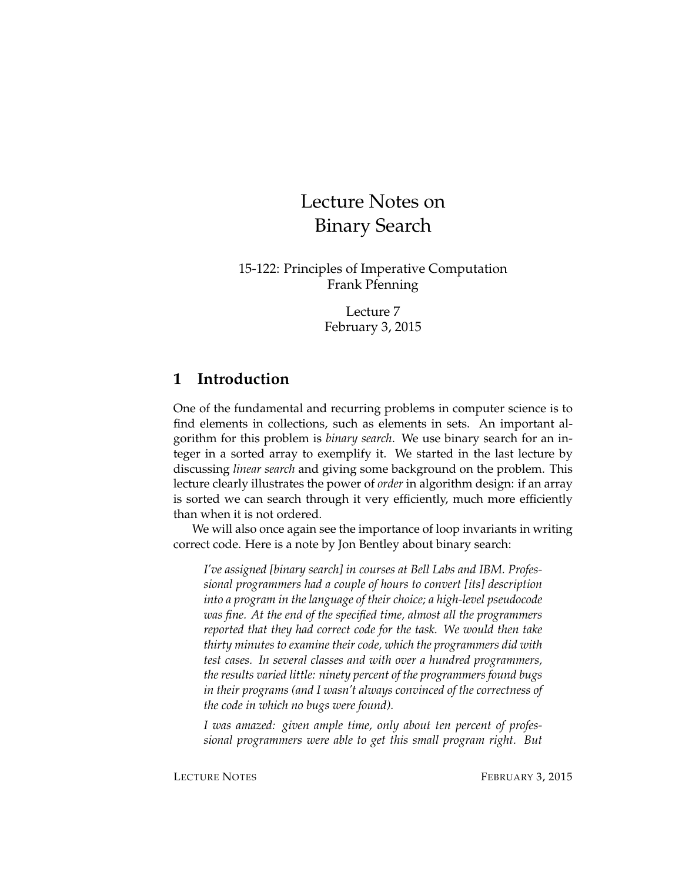# Lecture Notes on Binary Search

15-122: Principles of Imperative Computation
Frank Pfenning

Lecture 7
February 3, 2015

## 1 Introduction

One of the fundamental and recurring problems in computer science is to find elements in collections, such as elements in sets. An important algorithm for this problem is *binary search*. We use binary search for an integer in a sorted array to exemplify it. We started in the last lecture by discussing *linear search* and giving some background on the problem. This lecture clearly illustrates the power of *order* in algorithm design: if an array is sorted we can search through it very efficiently, much more efficiently than when it is not ordered.

We will also once again see the importance of loop invariants in writing correct code. Here is a note by Jon Bentley about binary search:

> *I've assigned [binary search] in courses at Bell Labs and IBM. Professional programmers had a couple of hours to convert [its] description into a program in the language of their choice; a high-level pseudocode was fine. At the end of the specified time, almost all the programmers reported that they had correct code for the task. We would then take thirty minutes to examine their code, which the programmers did with test cases. In several classes and with over a hundred programmers, the results varied little: ninety percent of the programmers found bugs in their programs (and I wasn't always convinced of the correctness of the code in which no bugs were found).*
>
> *I was amazed: given ample time, only about ten percent of professional programmers were able to get this small program right. But*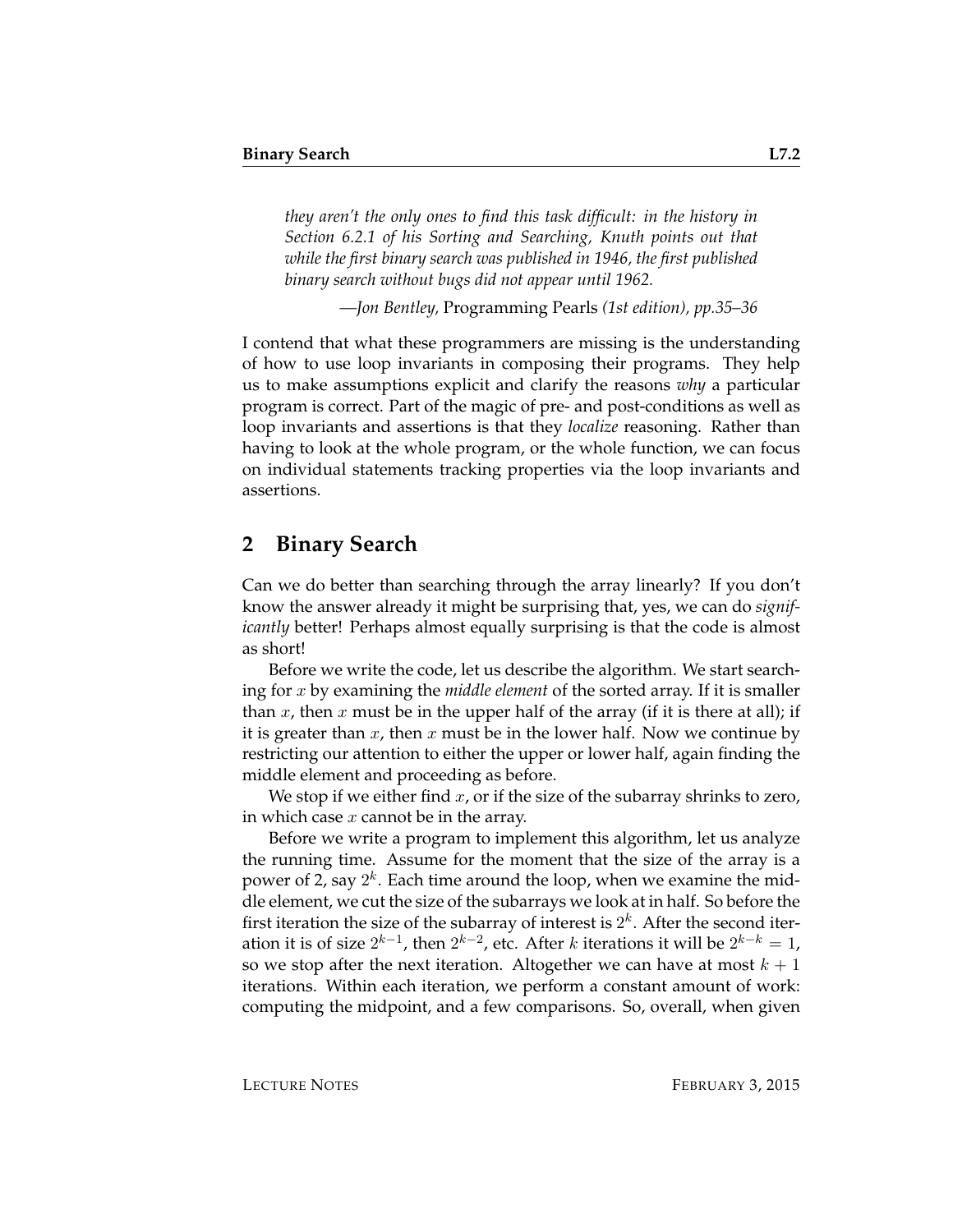*they aren't the only ones to find this task difficult: in the history in Section 6.2.1 of his Sorting and Searching, Knuth points out that while the first binary search was published in 1946, the first published binary search without bugs did not appear until 1962.*

—*Jon Bentley,* Programming Pearls *(1st edition), pp.35–36*

I contend that what these programmers are missing is the understanding of how to use loop invariants in composing their programs. They help us to make assumptions explicit and clarify the reasons *why* a particular program is correct. Part of the magic of pre- and post-conditions as well as loop invariants and assertions is that they *localize* reasoning. Rather than having to look at the whole program, or the whole function, we can focus on individual statements tracking properties via the loop invariants and assertions.

## 2 Binary Search

Can we do better than searching through the array linearly? If you don't know the answer already it might be surprising that, yes, we can do *significantly* better! Perhaps almost equally surprising is that the code is almost as short!

Before we write the code, let us describe the algorithm. We start searching for $x$ by examining the *middle element* of the sorted array. If it is smaller than $x$, then $x$ must be in the upper half of the array (if it is there at all); if it is greater than $x$, then $x$ must be in the lower half. Now we continue by restricting our attention to either the upper or lower half, again finding the middle element and proceeding as before.

We stop if we either find $x$, or if the size of the subarray shrinks to zero, in which case $x$ cannot be in the array.

Before we write a program to implement this algorithm, let us analyze the running time. Assume for the moment that the size of the array is a power of 2, say $2^k$. Each time around the loop, when we examine the middle element, we cut the size of the subarrays we look at in half. So before the first iteration the size of the subarray of interest is $2^k$. After the second iteration it is of size $2^{k-1}$, then $2^{k-2}$, etc. After $k$ iterations it will be $2^{k-k} = 1$, so we stop after the next iteration. Altogether we can have at most $k + 1$ iterations. Within each iteration, we perform a constant amount of work: computing the midpoint, and a few comparisons. So, overall, when given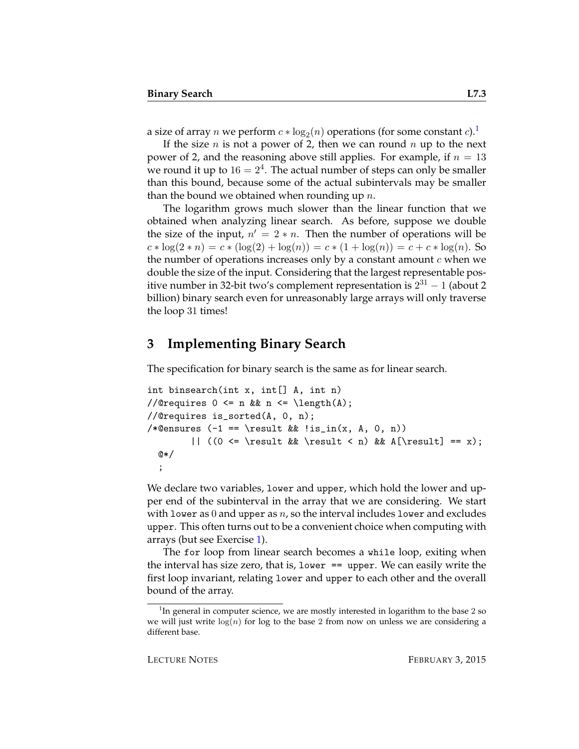a size of array $n$ we perform $c * \log_2(n)$ operations (for some constant $c$).[1]

If the size $n$ is not a power of 2, then we can round $n$ up to the next power of 2, and the reasoning above still applies. For example, if $n = 13$ we round it up to $16 = 2^4$. The actual number of steps can only be smaller than this bound, because some of the actual subintervals may be smaller than the bound we obtained when rounding up $n$.

The logarithm grows much slower than the linear function that we obtained when analyzing linear search. As before, suppose we double the size of the input, $n' = 2 * n$. Then the number of operations will be $c * \log(2 * n) = c * (\log(2) + \log(n)) = c * (1 + \log(n)) = c + c * \log(n)$. So the number of operations increases only by a constant amount $c$ when we double the size of the input. Considering that the largest representable positive number in 32-bit two's complement representation is $2^{31} - 1$ (about 2 billion) binary search even for unreasonably large arrays will only traverse the loop 31 times!

## 3 Implementing Binary Search

The specification for binary search is the same as for linear search.

```
int binsearch(int x, int[] A, int n)
//@requires 0 <= n && n <= \length(A);
//@requires is_sorted(A, 0, n);
/*@ensures (-1 == \result && !is_in(x, A, 0, n))
        || ((0 <= \result && \result < n) && A[\result] == x);
  @*/
  ;
```

We declare two variables, `lower` and `upper`, which hold the lower and upper end of the subinterval in the array that we are considering. We start with `lower` as 0 and `upper` as $n$, so the interval includes `lower` and excludes `upper`. This often turns out to be a convenient choice when computing with arrays (but see Exercise 1).

The `for` loop from linear search becomes a `while` loop, exiting when the interval has size zero, that is, `lower == upper`. We can easily write the first loop invariant, relating `lower` and `upper` to each other and the overall bound of the array.

---

[1] In general in computer science, we are mostly interested in logarithm to the base 2 so we will just write $\log(n)$ for log to the base 2 from now on unless we are considering a different base.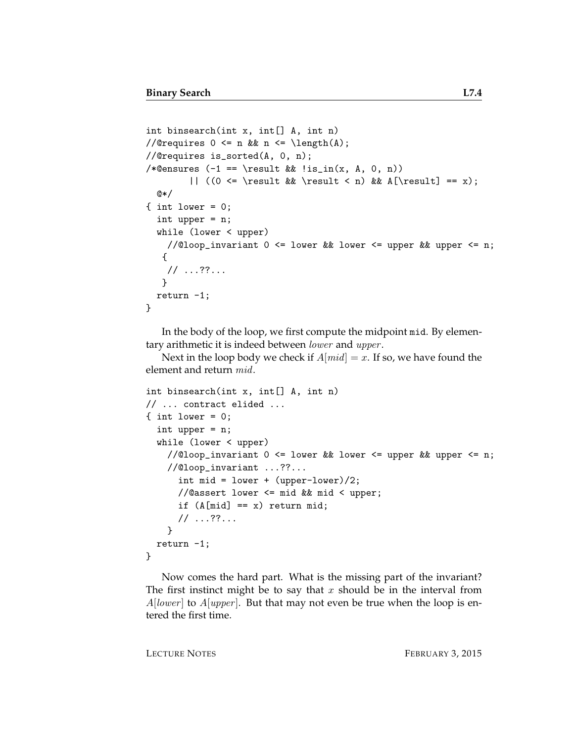```
int binsearch(int x, int[] A, int n)
//@requires 0 <= n && n <= \length(A);
//@requires is_sorted(A, 0, n);
/*@ensures (-1 == \result && !is_in(x, A, 0, n))
        || ((0 <= \result && \result < n) && A[\result] == x);
  @*/
{ int lower = 0;
  int upper = n;
  while (lower < upper)
    //@loop_invariant 0 <= lower && lower <= upper && upper <= n;
   {
    // ...??...
   }
  return -1;
}
```

In the body of the loop, we first compute the midpoint `mid`. By elementary arithmetic it is indeed between $lower$ and $upper$.

Next in the loop body we check if $A[mid] = x$. If so, we have found the element and return $mid$.

```
int binsearch(int x, int[] A, int n)
// ... contract elided ...
{ int lower = 0;
  int upper = n;
  while (lower < upper)
    //@loop_invariant 0 <= lower && lower <= upper && upper <= n;
    //@loop_invariant ...??...
      int mid = lower + (upper-lower)/2;
      //@assert lower <= mid && mid < upper;
      if (A[mid] == x) return mid;
      // ...??...
    }
  return -1;
}
```

Now comes the hard part. What is the missing part of the invariant? The first instinct might be to say that $x$ should be in the interval from $A[lower]$ to $A[upper]$. But that may not even be true when the loop is entered the first time.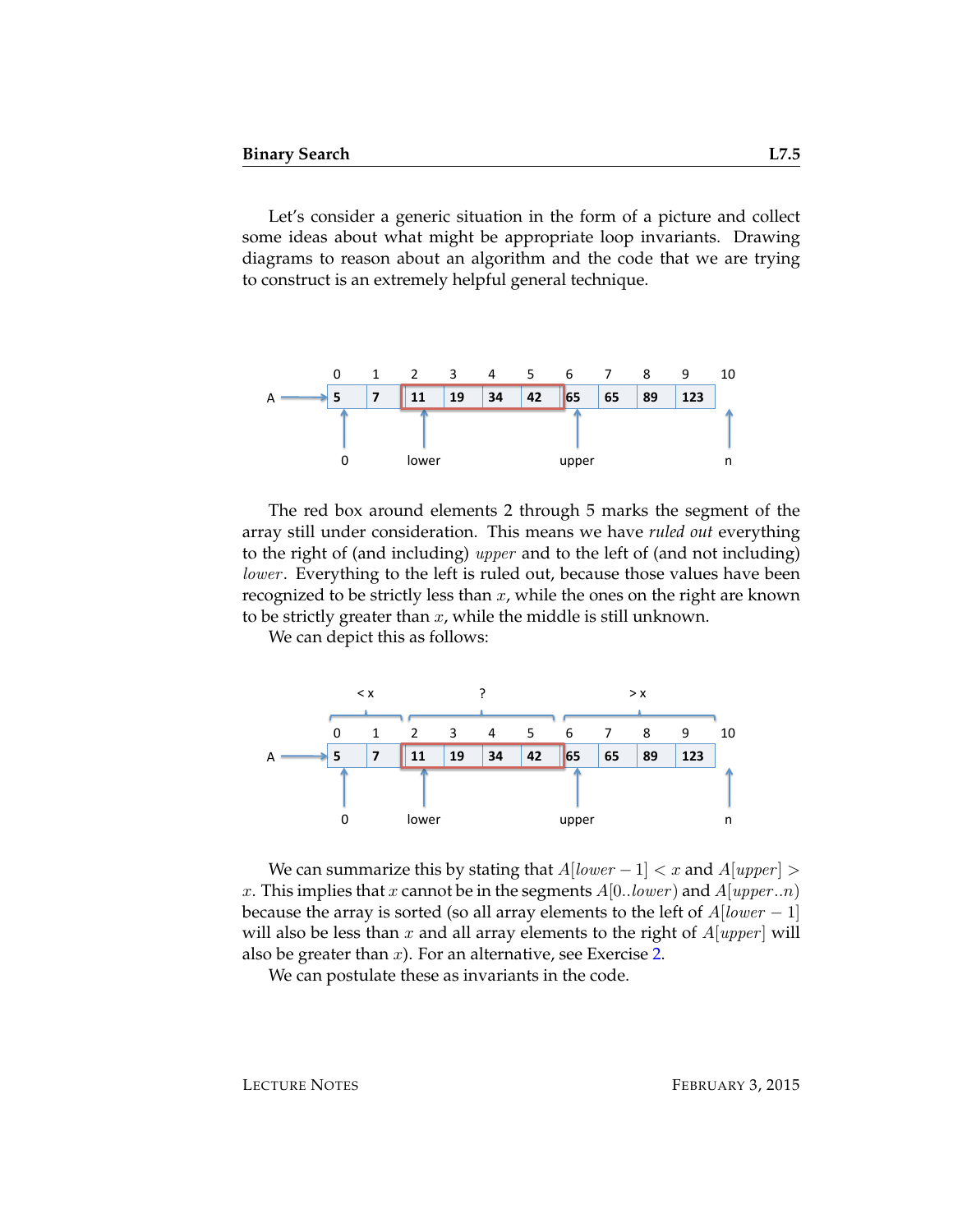Let's consider a generic situation in the form of a picture and collect some ideas about what might be appropriate loop invariants. Drawing diagrams to reason about an algorithm and the code that we are trying to construct is an extremely helpful general technique.

The red box around elements 2 through 5 marks the segment of the array still under consideration. This means we have *ruled out* everything to the right of (and including) $upper$ and to the left of (and not including) $lower$. Everything to the left is ruled out, because those values have been recognized to be strictly less than $x$, while the ones on the right are known to be strictly greater than $x$, while the middle is still unknown.

We can depict this as follows:

We can summarize this by stating that $A[lower-1] < x$ and $A[upper] > x$. This implies that $x$ cannot be in the segments $A[0..lower)$ and $A[upper..n)$ because the array is sorted (so all array elements to the left of $A[lower-1]$ will also be less than $x$ and all array elements to the right of $A[upper]$ will also be greater than $x$). For an alternative, see Exercise 2.

We can postulate these as invariants in the code.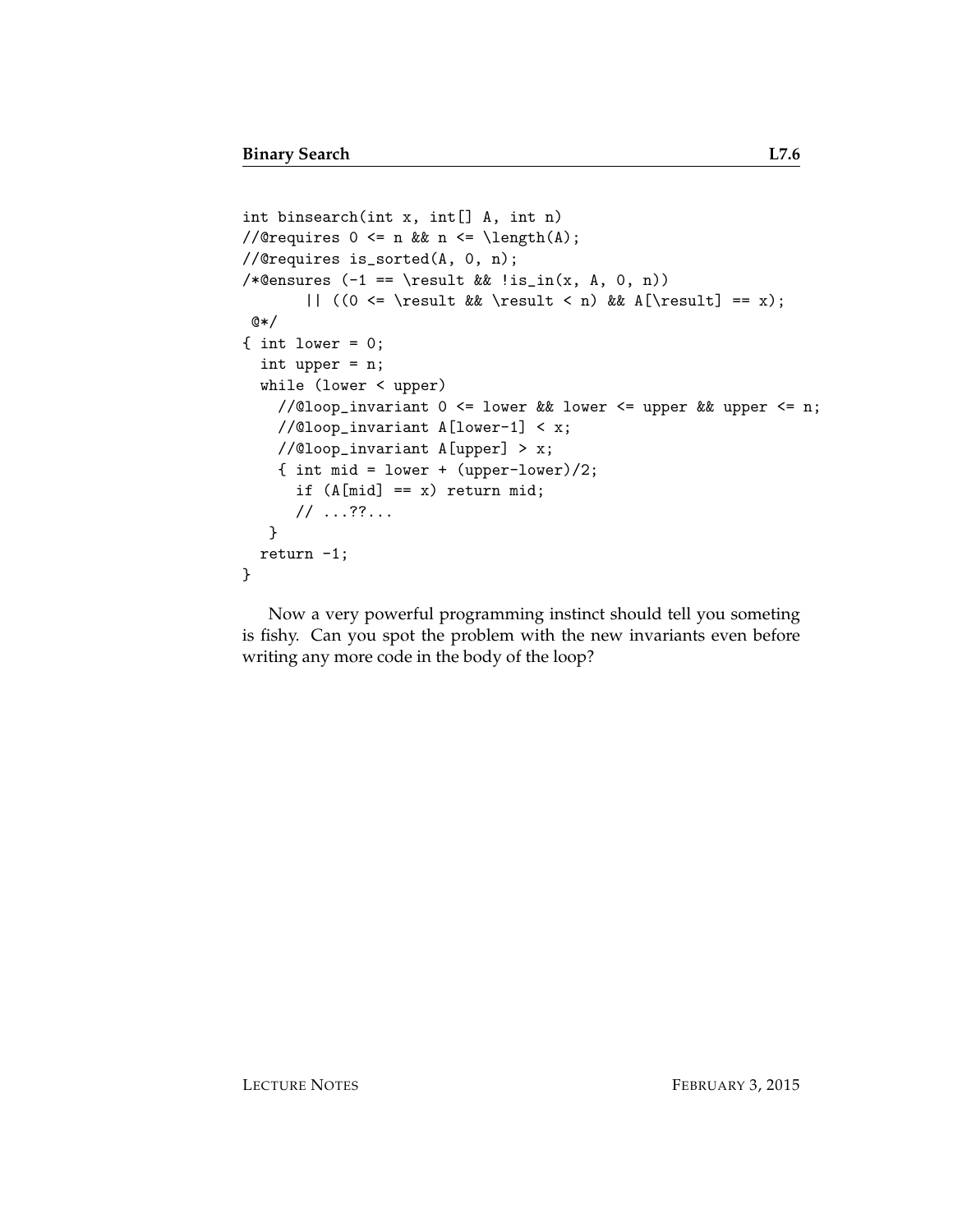```
int binsearch(int x, int[] A, int n)
//@requires 0 <= n && n <= \length(A);
//@requires is_sorted(A, 0, n);
/*@ensures (-1 == \result && !is_in(x, A, 0, n))
       || ((0 <= \result && \result < n) && A[\result] == x);
 @*/
{ int lower = 0;
  int upper = n;
  while (lower < upper)
    //@loop_invariant 0 <= lower && lower <= upper && upper <= n;
    //@loop_invariant A[lower-1] < x;
    //@loop_invariant A[upper] > x;
    { int mid = lower + (upper-lower)/2;
      if (A[mid] == x) return mid;
      // ...??...
    }
  return -1;
}
```

Now a very powerful programming instinct should tell you someting is fishy. Can you spot the problem with the new invariants even before writing any more code in the body of the loop?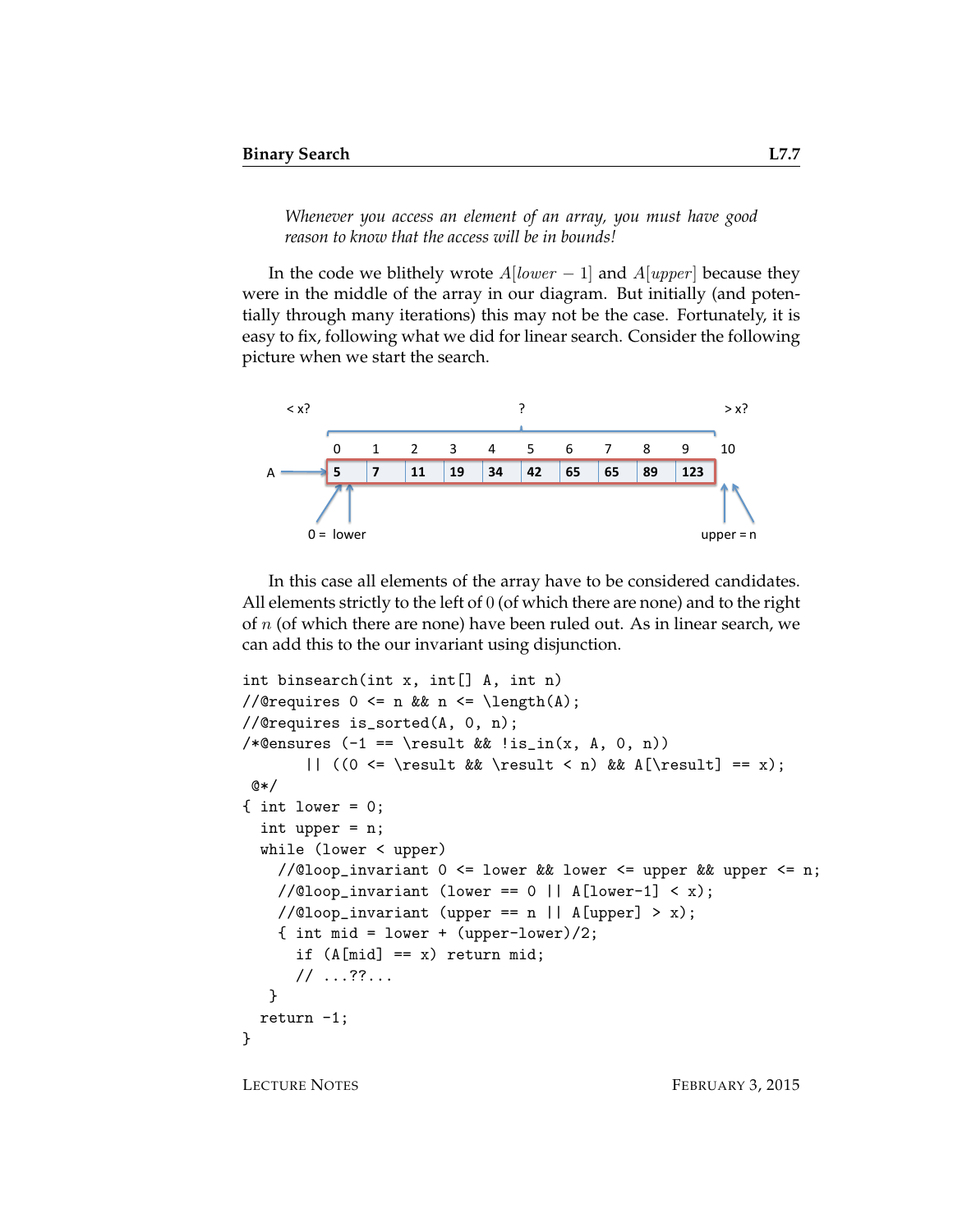*Whenever you access an element of an array, you must have good reason to know that the access will be in bounds!*

In the code we blithely wrote $A[lower - 1]$ and $A[upper]$ because they were in the middle of the array in our diagram. But initially (and potentially through many iterations) this may not be the case. Fortunately, it is easy to fix, following what we did for linear search. Consider the following picture when we start the search.

In this case all elements of the array have to be considered candidates. All elements strictly to the left of $0$ (of which there are none) and to the right of $n$ (of which there are none) have been ruled out. As in linear search, we can add this to the our invariant using disjunction.

```
int binsearch(int x, int[] A, int n)
//@requires 0 <= n && n <= \length(A);
//@requires is_sorted(A, 0, n);
/*@ensures (-1 == \result && !is_in(x, A, 0, n))
       || ((0 <= \result && \result < n) && A[\result] == x);
 @*/
{ int lower = 0;
  int upper = n;
  while (lower < upper)
    //@loop_invariant 0 <= lower && lower <= upper && upper <= n;
    //@loop_invariant (lower == 0 || A[lower-1] < x);
    //@loop_invariant (upper == n || A[upper] > x);
    { int mid = lower + (upper-lower)/2;
      if (A[mid] == x) return mid;
      // ...??...
   }
  return -1;
}
```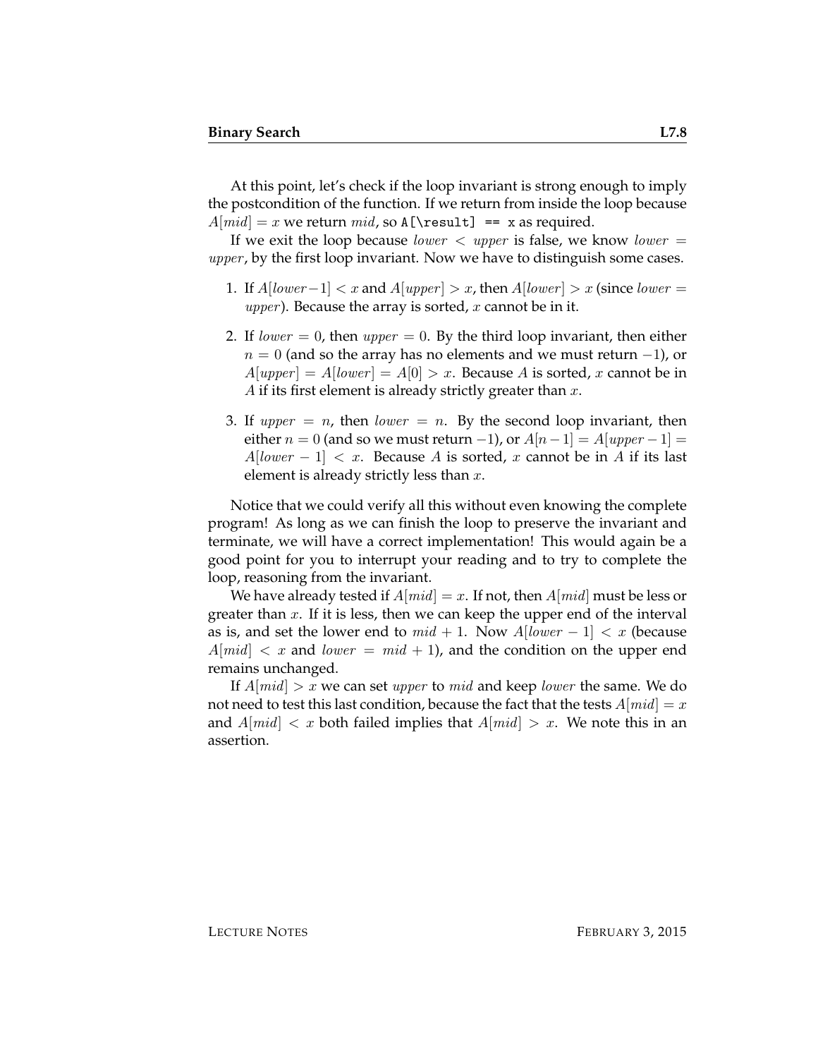At this point, let's check if the loop invariant is strong enough to imply the postcondition of the function. If we return from inside the loop because $A[mid] = x$ we return $mid$, so `A[\result] == x` as required.

If we exit the loop because $lower < upper$ is false, we know $lower = upper$, by the first loop invariant. Now we have to distinguish some cases.

1. If $A[lower-1] < x$ and $A[upper] > x$, then $A[lower] > x$ (since $lower = upper$). Because the array is sorted, $x$ cannot be in it.
2. If $lower = 0$, then $upper = 0$. By the third loop invariant, then either $n = 0$ (and so the array has no elements and we must return $-1$), or $A[upper] = A[lower] = A[0] > x$. Because $A$ is sorted, $x$ cannot be in $A$ if its first element is already strictly greater than $x$.
3. If $upper = n$, then $lower = n$. By the second loop invariant, then either $n = 0$ (and so we must return $-1$), or $A[n-1] = A[upper-1] = A[lower-1] < x$. Because $A$ is sorted, $x$ cannot be in $A$ if its last element is already strictly less than $x$.

Notice that we could verify all this without even knowing the complete program! As long as we can finish the loop to preserve the invariant and terminate, we will have a correct implementation! This would again be a good point for you to interrupt your reading and to try to complete the loop, reasoning from the invariant.

We have already tested if $A[mid] = x$. If not, then $A[mid]$ must be less or greater than $x$. If it is less, then we can keep the upper end of the interval as is, and set the lower end to $mid + 1$. Now $A[lower - 1] < x$ (because $A[mid] < x$ and $lower = mid + 1$), and the condition on the upper end remains unchanged.

If $A[mid] > x$ we can set $upper$ to $mid$ and keep $lower$ the same. We do not need to test this last condition, because the fact that the tests $A[mid] = x$ and $A[mid] < x$ both failed implies that $A[mid] > x$. We note this in an assertion.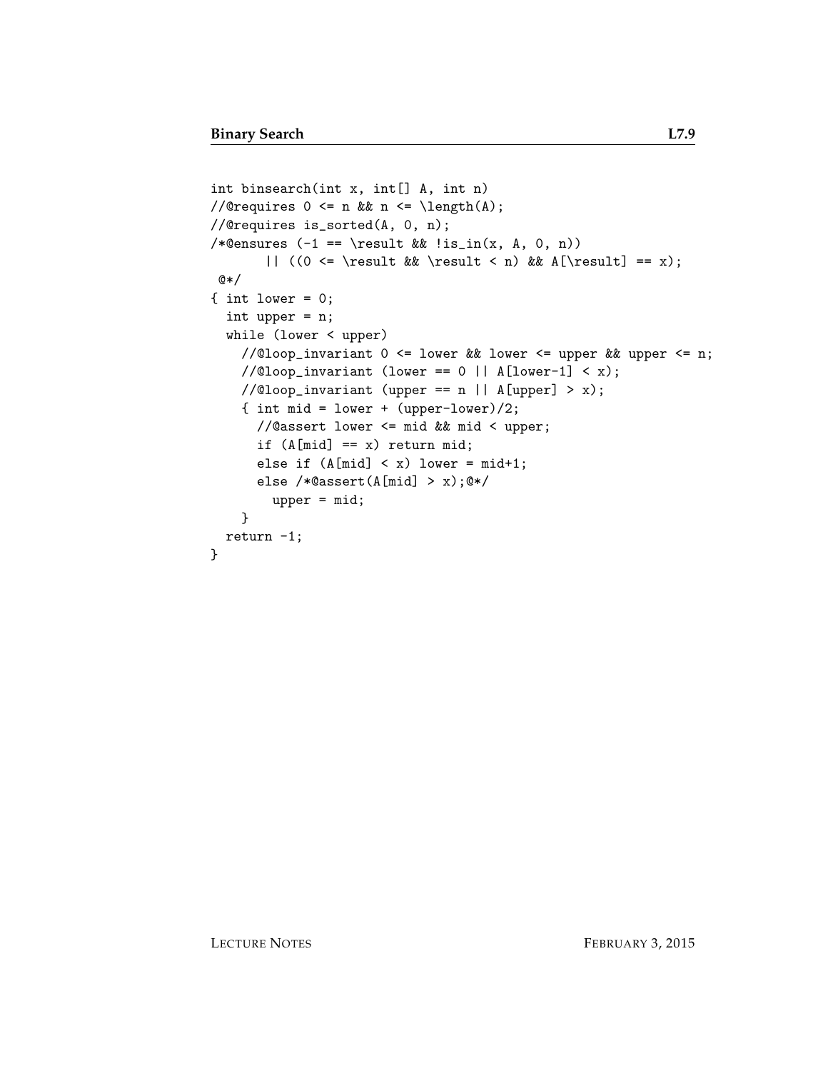```
int binsearch(int x, int[] A, int n)
//@requires 0 <= n && n <= \length(A);
//@requires is_sorted(A, 0, n);
/*@ensures (-1 == \result && !is_in(x, A, 0, n))
      || ((0 <= \result && \result < n) && A[\result] == x);
 @*/
{ int lower = 0;
  int upper = n;
  while (lower < upper)
    //@loop_invariant 0 <= lower && lower <= upper && upper <= n;
    //@loop_invariant (lower == 0 || A[lower-1] < x);
    //@loop_invariant (upper == n || A[upper] > x);
    { int mid = lower + (upper-lower)/2;
      //@assert lower <= mid && mid < upper;
      if (A[mid] == x) return mid;
      else if (A[mid] < x) lower = mid+1;
      else /*@assert(A[mid] > x);@*/
        upper = mid;
    }
  return -1;
}
```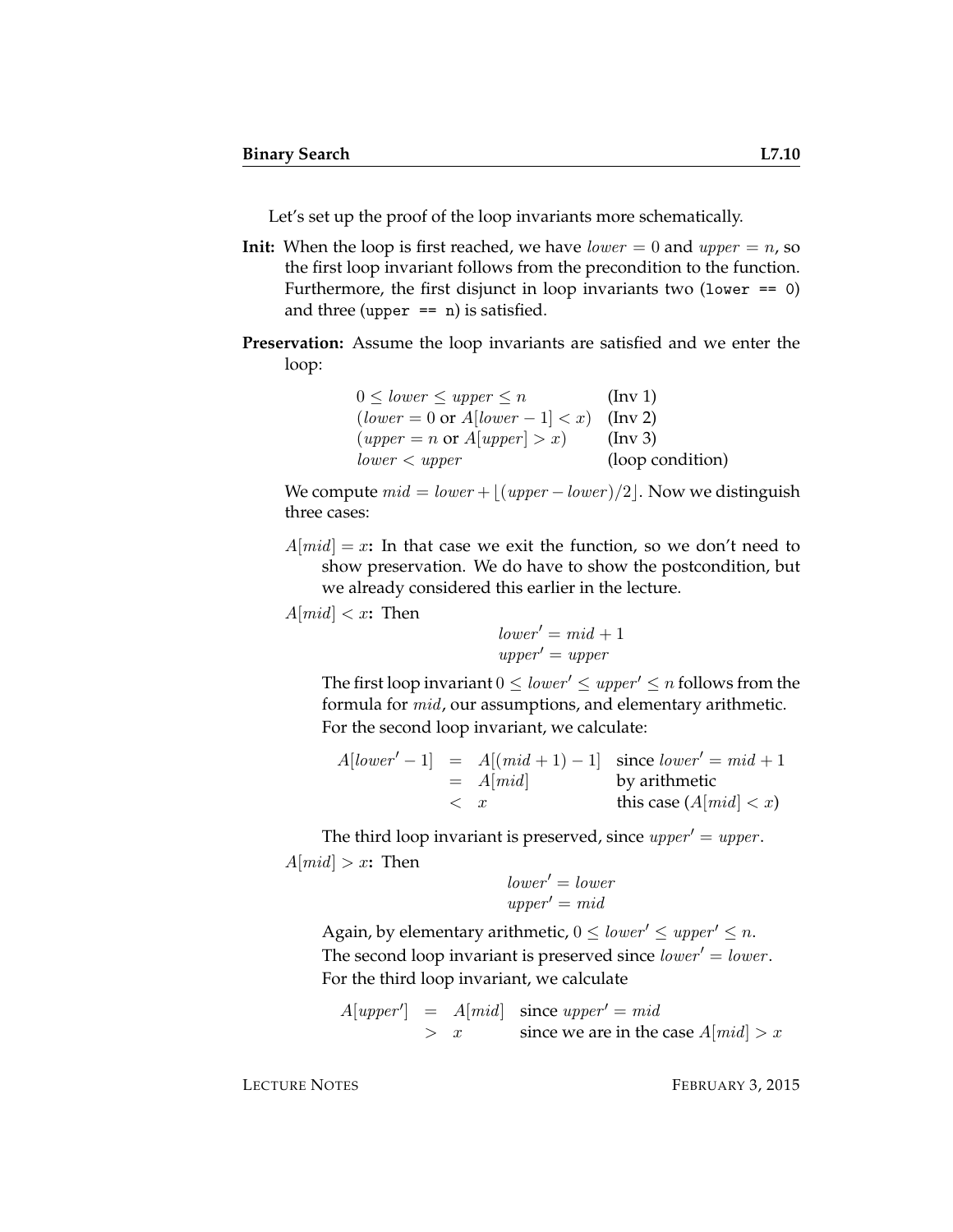Let's set up the proof of the loop invariants more schematically.

**Init:** When the loop is first reached, we have $lower = 0$ and $upper = n$, so the first loop invariant follows from the precondition to the function. Furthermore, the first disjunct in loop invariants two (`lower == 0`) and three (`upper == n`) is satisfied.

**Preservation:** Assume the loop invariants are satisfied and we enter the loop:

| | |
|---|---|
| $0 \leq lower \leq upper \leq n$ | (Inv 1) |
| $(lower = 0$ or $A[lower - 1] < x)$ | (Inv 2) |
| $(upper = n$ or $A[upper] > x)$ | (Inv 3) |
| $lower < upper$ | (loop condition) |

We compute $mid = lower + \lfloor (upper - lower)/2 \rfloor$. Now we distinguish three cases:

$A[mid] = x$**:** In that case we exit the function, so we don't need to show preservation. We do have to show the postcondition, but we already considered this earlier in the lecture.

$A[mid] < x$**:** Then

$$lower' = mid + 1$$
$$upper' = upper$$

The first loop invariant $0 \leq lower' \leq upper' \leq n$ follows from the formula for $mid$, our assumptions, and elementary arithmetic. For the second loop invariant, we calculate:

| | | | |
|---|---|---|---|
| $A[lower' - 1]$ | $=$ | $A[(mid + 1) - 1]$ | since $lower' = mid + 1$ |
| | $=$ | $A[mid]$ | by arithmetic |
| | $<$ | $x$ | this case $(A[mid] < x)$ |

The third loop invariant is preserved, since $upper' = upper$.

$A[mid] > x$**:** Then

$$lower' = lower$$
$$upper' = mid$$

Again, by elementary arithmetic, $0 \leq lower' \leq upper' \leq n$.
The second loop invariant is preserved since $lower' = lower$.
For the third loop invariant, we calculate

| | | | |
|---|---|---|---|
| $A[upper']$ | $=$ | $A[mid]$ | since $upper' = mid$ |
| | $>$ | $x$ | since we are in the case $A[mid] > x$ |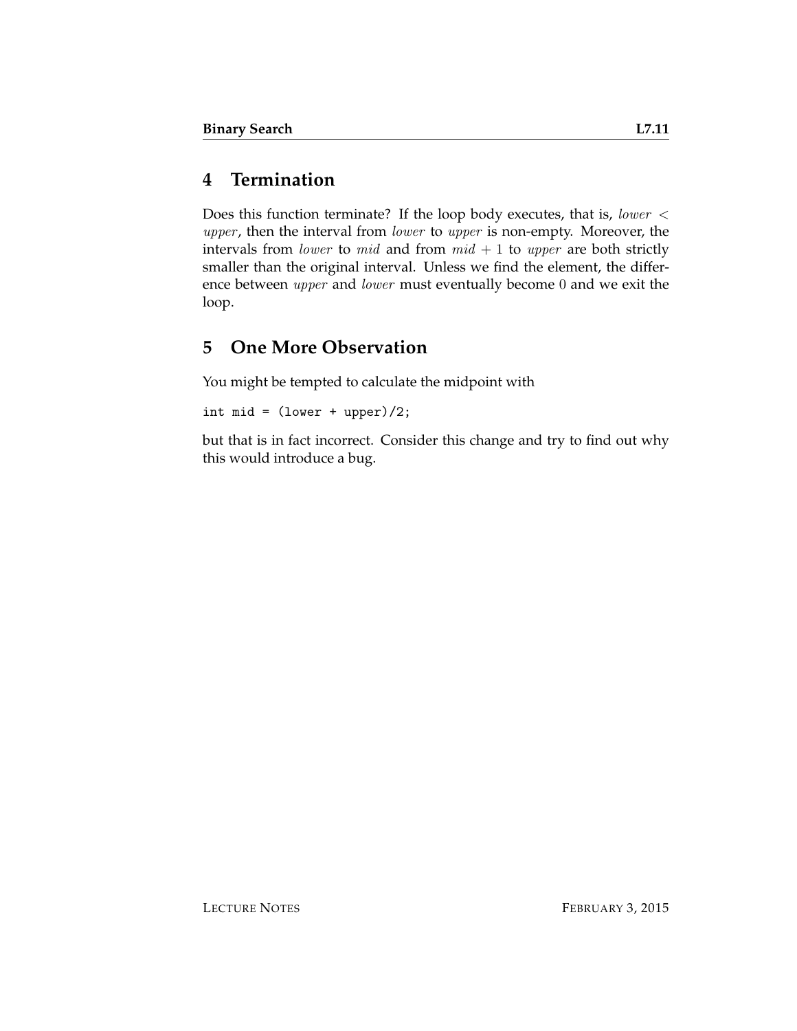## 4 Termination

Does this function terminate? If the loop body executes, that is, $lower < upper$, then the interval from $lower$ to $upper$ is non-empty. Moreover, the intervals from $lower$ to $mid$ and from $mid + 1$ to $upper$ are both strictly smaller than the original interval. Unless we find the element, the difference between $upper$ and $lower$ must eventually become $0$ and we exit the loop.

## 5 One More Observation

You might be tempted to calculate the midpoint with

```
int mid = (lower + upper)/2;
```

but that is in fact incorrect. Consider this change and try to find out why this would introduce a bug.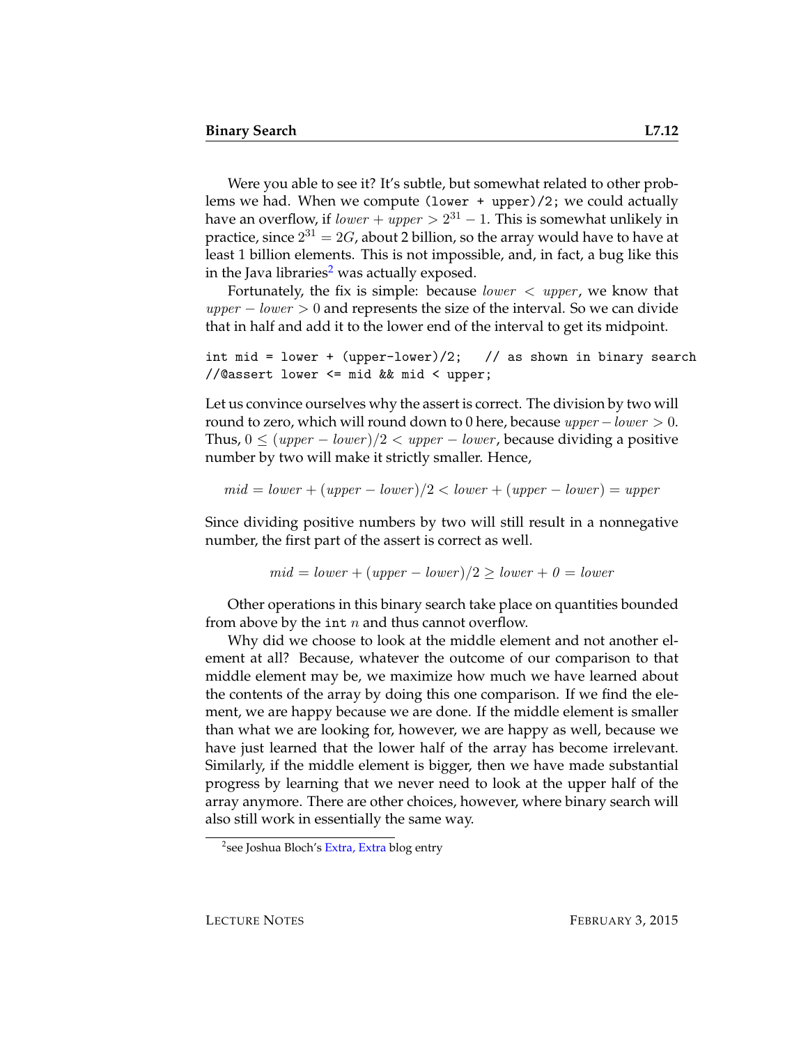Were you able to see it? It's subtle, but somewhat related to other problems we had. When we compute `(lower + upper)/2;` we could actually have an overflow, if $lower + upper > 2^{31} - 1$. This is somewhat unlikely in practice, since $2^{31} = 2G$, about 2 billion, so the array would have to have at least 1 billion elements. This is not impossible, and, in fact, a bug like this in the Java libraries[2] was actually exposed.

Fortunately, the fix is simple: because $lower < upper$, we know that $upper - lower > 0$ and represents the size of the interval. So we can divide that in half and add it to the lower end of the interval to get its midpoint.

```
int mid = lower + (upper-lower)/2;   // as shown in binary search
//@assert lower <= mid && mid < upper;
```

Let us convince ourselves why the assert is correct. The division by two will round to zero, which will round down to 0 here, because $upper - lower > 0$. Thus, $0 \leq (upper - lower)/2 < upper - lower$, because dividing a positive number by two will make it strictly smaller. Hence,

$$mid = lower + (upper - lower)/2 < lower + (upper - lower) = upper$$

Since dividing positive numbers by two will still result in a nonnegative number, the first part of the assert is correct as well.

$$mid = lower + (upper - lower)/2 \geq lower + 0 = lower$$

Other operations in this binary search take place on quantities bounded from above by the `int` $n$ and thus cannot overflow.

Why did we choose to look at the middle element and not another element at all? Because, whatever the outcome of our comparison to that middle element may be, we maximize how much we have learned about the contents of the array by doing this one comparison. If we find the element, we are happy because we are done. If the middle element is smaller than what we are looking for, however, we are happy as well, because we have just learned that the lower half of the array has become irrelevant. Similarly, if the middle element is bigger, then we have made substantial progress by learning that we never need to look at the upper half of the array anymore. There are other choices, however, where binary search will also still work in essentially the same way.

[2] see Joshua Bloch's Extra, Extra blog entry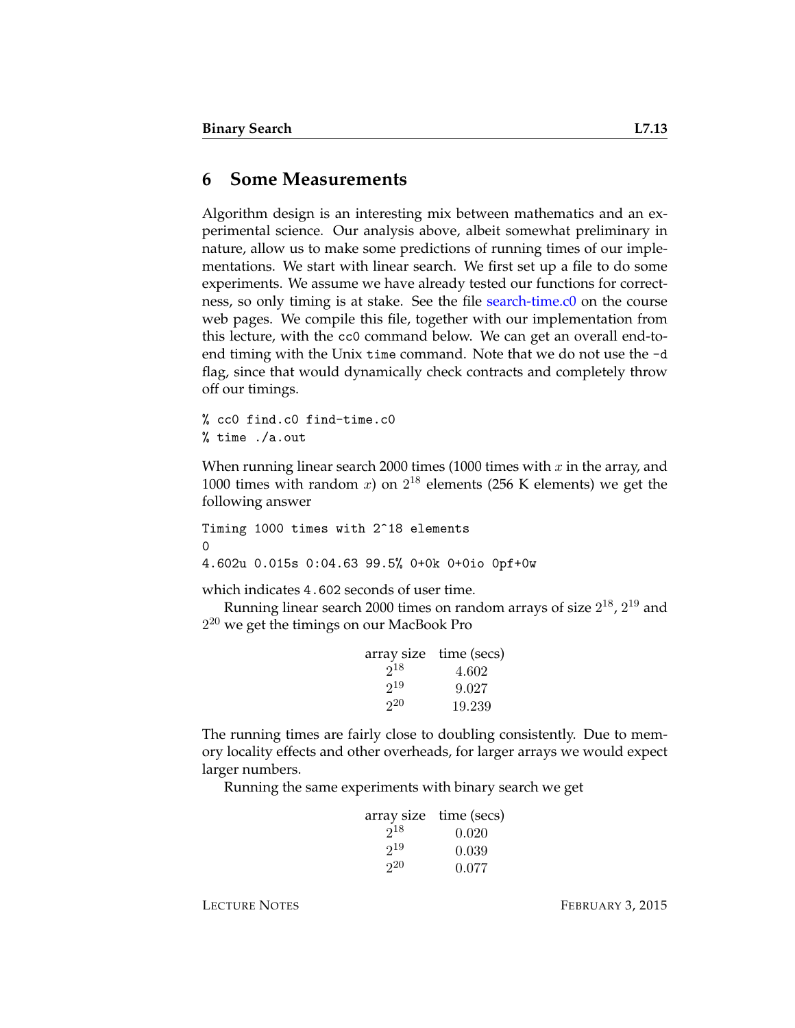## 6 Some Measurements

Algorithm design is an interesting mix between mathematics and an experimental science. Our analysis above, albeit somewhat preliminary in nature, allow us to make some predictions of running times of our implementations. We start with linear search. We first set up a file to do some experiments. We assume we have already tested our functions for correctness, so only timing is at stake. See the file search-time.c0 on the course web pages. We compile this file, together with our implementation from this lecture, with the `cc0` command below. We can get an overall end-to-end timing with the Unix `time` command. Note that we do not use the `-d` flag, since that would dynamically check contracts and completely throw off our timings.

```
% cc0 find.c0 find-time.c0
% time ./a.out
```

When running linear search 2000 times (1000 times with $x$ in the array, and 1000 times with random $x$) on $2^{18}$ elements (256 K elements) we get the following answer

```
Timing 1000 times with 2^18 elements
0
4.602u 0.015s 0:04.63 99.5% 0+0k 0+0io 0pf+0w
```

which indicates `4.602` seconds of user time.

Running linear search 2000 times on random arrays of size $2^{18}$, $2^{19}$ and $2^{20}$ we get the timings on our MacBook Pro

| array size | time (secs) |
| --- | --- |
| $2^{18}$ | 4.602 |
| $2^{19}$ | 9.027 |
| $2^{20}$ | 19.239 |

The running times are fairly close to doubling consistently. Due to memory locality effects and other overheads, for larger arrays we would expect larger numbers.

Running the same experiments with binary search we get

| array size | time (secs) |
| --- | --- |
| $2^{18}$ | 0.020 |
| $2^{19}$ | 0.039 |
| $2^{20}$ | 0.077 |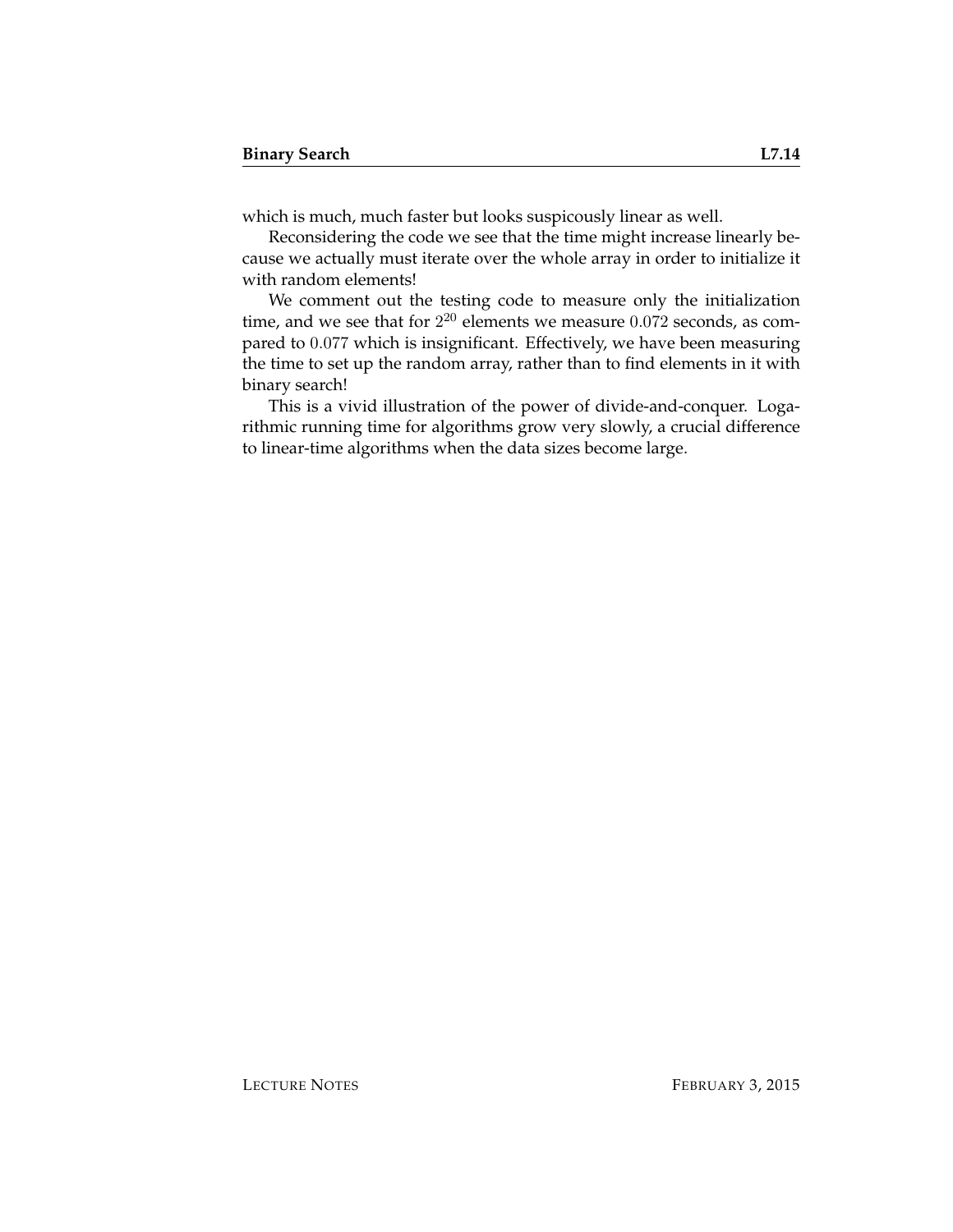which is much, much faster but looks suspicously linear as well.

Reconsidering the code we see that the time might increase linearly because we actually must iterate over the whole array in order to initialize it with random elements!

We comment out the testing code to measure only the initialization time, and we see that for $2^{20}$ elements we measure $0.072$ seconds, as compared to $0.077$ which is insignificant. Effectively, we have been measuring the time to set up the random array, rather than to find elements in it with binary search!

This is a vivid illustration of the power of divide-and-conquer. Logarithmic running time for algorithms grow very slowly, a crucial difference to linear-time algorithms when the data sizes become large.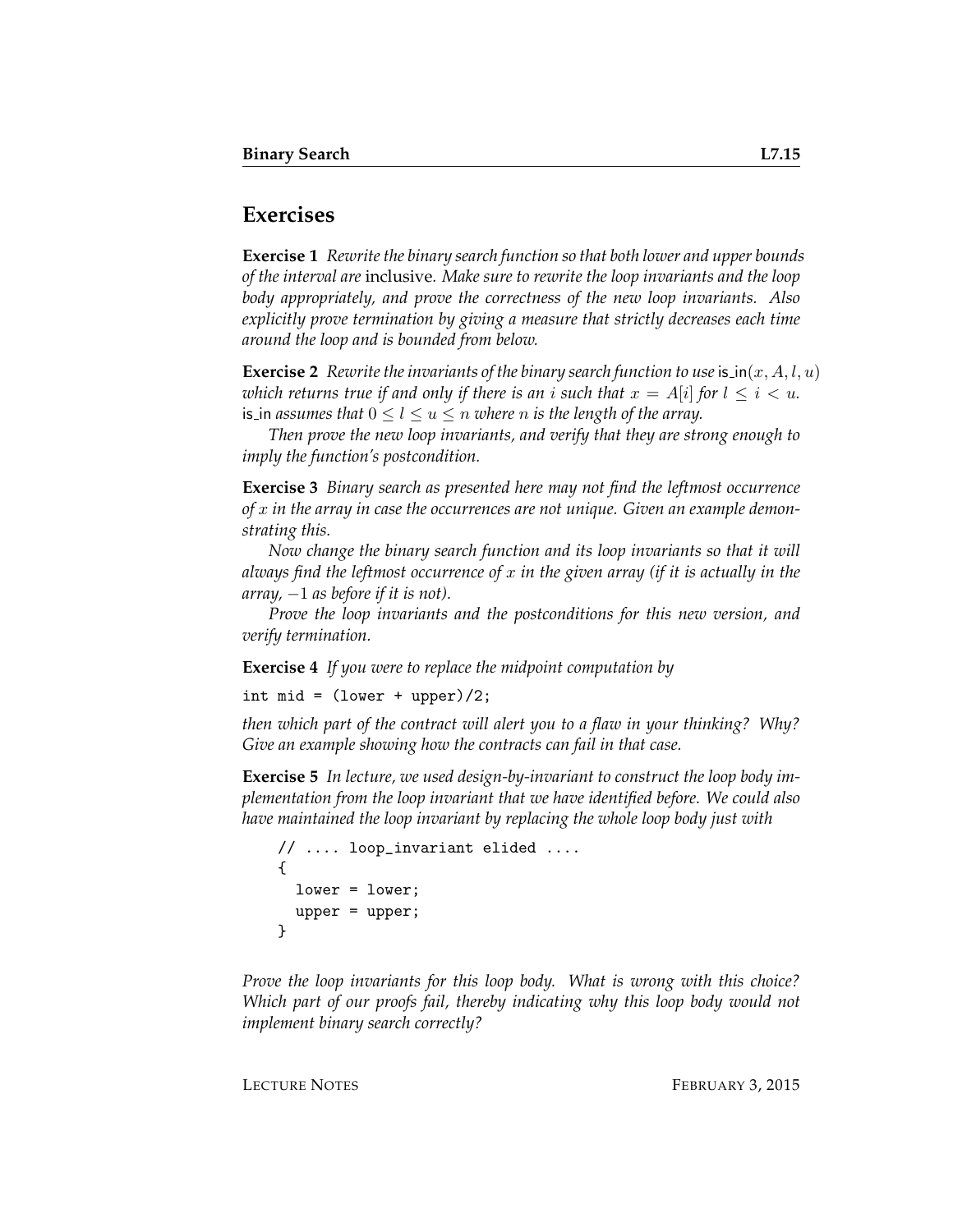## Exercises

**Exercise 1** *Rewrite the binary search function so that both lower and upper bounds of the interval are* inclusive*. Make sure to rewrite the loop invariants and the loop body appropriately, and prove the correctness of the new loop invariants. Also explicitly prove termination by giving a measure that strictly decreases each time around the loop and is bounded from below.*

**Exercise 2** *Rewrite the invariants of the binary search function to use* is_in$(x, A, l, u)$ *which returns true if and only if there is an $i$ such that $x = A[i]$ for $l \le i < u$.* is_in *assumes that $0 \le l \le u \le n$ where $n$ is the length of the array.*

*Then prove the new loop invariants, and verify that they are strong enough to imply the function's postcondition.*

**Exercise 3** *Binary search as presented here may not find the leftmost occurrence of $x$ in the array in case the occurrences are not unique. Given an example demonstrating this.*

*Now change the binary search function and its loop invariants so that it will always find the leftmost occurrence of $x$ in the given array (if it is actually in the array, $-1$ as before if it is not).*

*Prove the loop invariants and the postconditions for this new version, and verify termination.*

**Exercise 4** *If you were to replace the midpoint computation by*

```
int mid = (lower + upper)/2;
```

*then which part of the contract will alert you to a flaw in your thinking? Why? Give an example showing how the contracts can fail in that case.*

**Exercise 5** *In lecture, we used design-by-invariant to construct the loop body implementation from the loop invariant that we have identified before. We could also have maintained the loop invariant by replacing the whole loop body just with*

```
// .... loop_invariant elided ....
{
  lower = lower;
  upper = upper;
}
```

*Prove the loop invariants for this loop body. What is wrong with this choice? Which part of our proofs fail, thereby indicating why this loop body would not implement binary search correctly?*